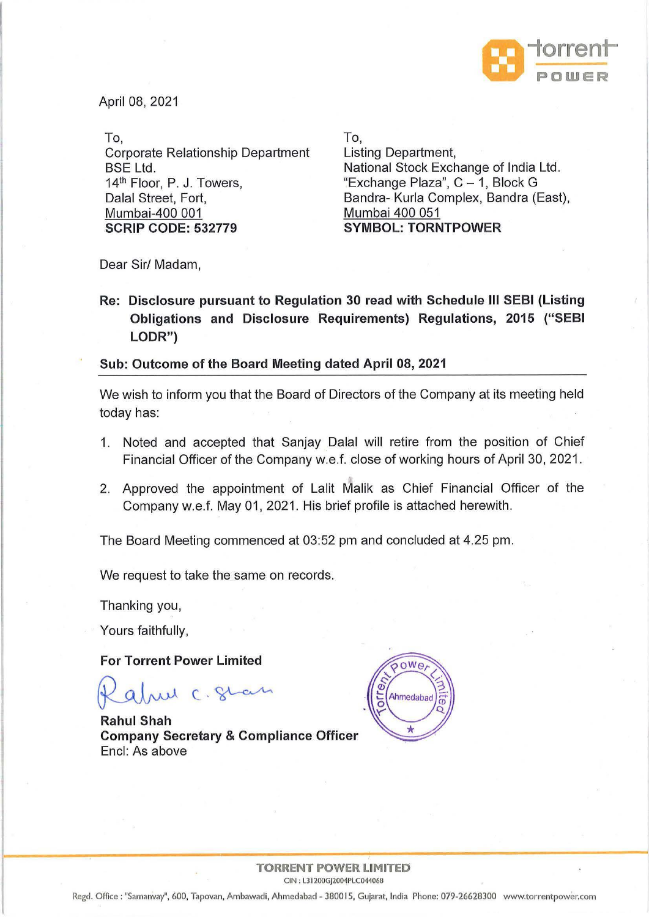April 08, 2021

To,
Corporate Relationship Department
BSE Ltd.
14th Floor, P. J. Towers,
Dalal Street, Fort,
Mumbai-400 001
**SCRIP CODE: 532779**

To,
Listing Department,
National Stock Exchange of India Ltd.
"Exchange Plaza", C – 1, Block G
Bandra- Kurla Complex, Bandra (East),
Mumbai 400 051
**SYMBOL: TORNTPOWER**

Dear Sir/ Madam,

**Re: Disclosure pursuant to Regulation 30 read with Schedule III SEBI (Listing Obligations and Disclosure Requirements) Regulations, 2015 ("SEBI LODR")**

**Sub: Outcome of the Board Meeting dated April 08, 2021**

We wish to inform you that the Board of Directors of the Company at its meeting held today has:

1. Noted and accepted that Sanjay Dalal will retire from the position of Chief Financial Officer of the Company w.e.f. close of working hours of April 30, 2021.
2. Approved the appointment of Lalit Malik as Chief Financial Officer of the Company w.e.f. May 01, 2021. His brief profile is attached herewith.

The Board Meeting commenced at 03:52 pm and concluded at 4.25 pm.

We request to take the same on records.

Thanking you,

Yours faithfully,

**For Torrent Power Limited**

**Rahul Shah**
**Company Secretary & Compliance Officer**
Encl: As above

**TORRENT POWER LIMITED**
CIN : L31200GJ2004PLC044068
Regd. Office : "Samanvay", 600, Tapovan, Ambawadi, Ahmedabad - 380015, Gujarat, India Phone: 079-26628300 www.torrentpower.com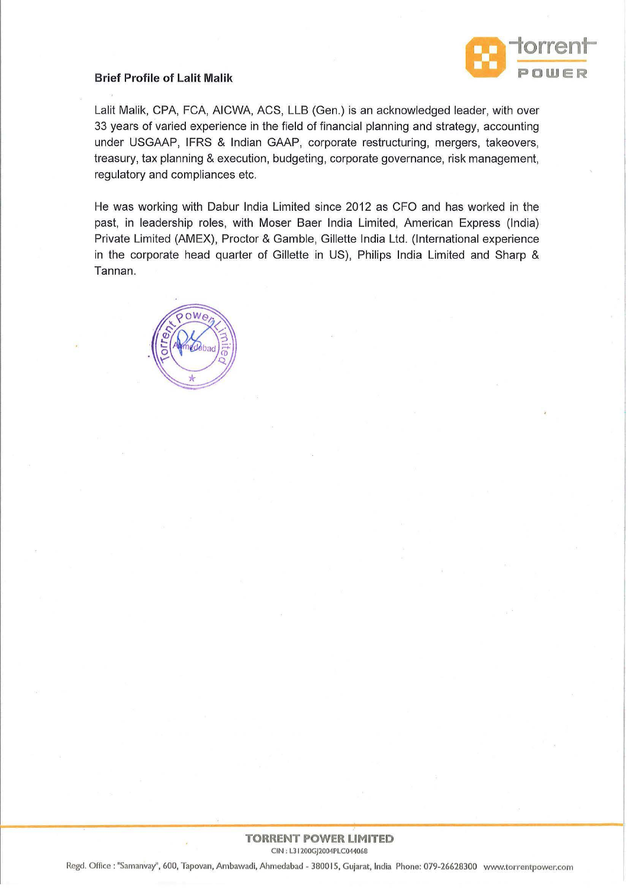**Brief Profile of Lalit Malik**

Lalit Malik, CPA, FCA, AICWA, ACS, LLB (Gen.) is an acknowledged leader, with over 33 years of varied experience in the field of financial planning and strategy, accounting under USGAAP, IFRS & Indian GAAP, corporate restructuring, mergers, takeovers, treasury, tax planning & execution, budgeting, corporate governance, risk management, regulatory and compliances etc.

He was working with Dabur India Limited since 2012 as CFO and has worked in the past, in leadership roles, with Moser Baer India Limited, American Express (India) Private Limited (AMEX), Proctor & Gamble, Gillette India Ltd. (International experience in the corporate head quarter of Gillette in US), Philips India Limited and Sharp & Tannan.

TORRENT POWER LIMITED

CIN : L31200GJ2004PLC044068

Regd. Office : "Samanvay", 600, Tapovan, Ambawadi, Ahmedabad - 380015, Gujarat, India Phone: 079-26628300 www.torrentpower.com